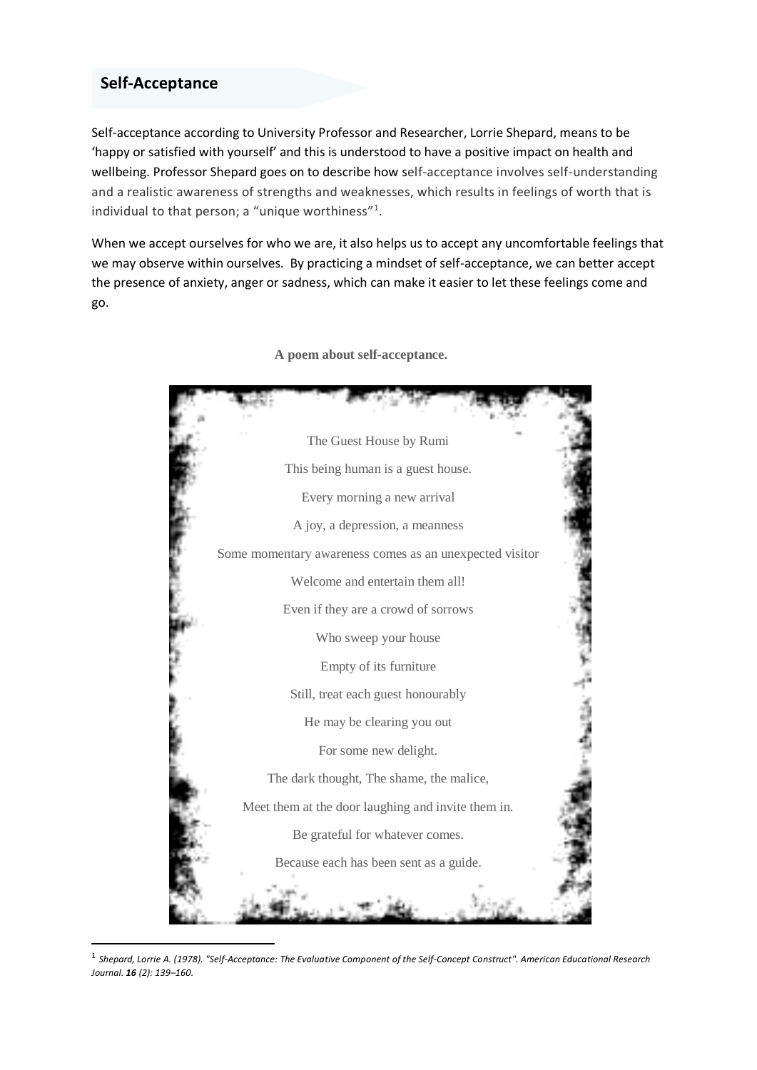## Self-Acceptance

Self-acceptance according to University Professor and Researcher, Lorrie Shepard, means to be 'happy or satisfied with yourself' and this is understood to have a positive impact on health and wellbeing. Professor Shepard goes on to describe how self-acceptance involves self-understanding and a realistic awareness of strengths and weaknesses, which results in feelings of worth that is individual to that person; a "unique worthiness"[1].

When we accept ourselves for who we are, it also helps us to accept any uncomfortable feelings that we may observe within ourselves. By practicing a mindset of self-acceptance, we can better accept the presence of anxiety, anger or sadness, which can make it easier to let these feelings come and go.

**A poem about self-acceptance.**

The Guest House by Rumi

This being human is a guest house.

Every morning a new arrival

A joy, a depression, a meanness

Some momentary awareness comes as an unexpected visitor

Welcome and entertain them all!

Even if they are a crowd of sorrows

Who sweep your house

Empty of its furniture

Still, treat each guest honourably

He may be clearing you out

For some new delight.

The dark thought, The shame, the malice,

Meet them at the door laughing and invite them in.

Be grateful for whatever comes.

Because each has been sent as a guide.

---

[1] *Shepard, Lorrie A. (1978). "Self-Acceptance: The Evaluative Component of the Self-Concept Construct". American Educational Research Journal.* ***16*** *(2): 139–160.*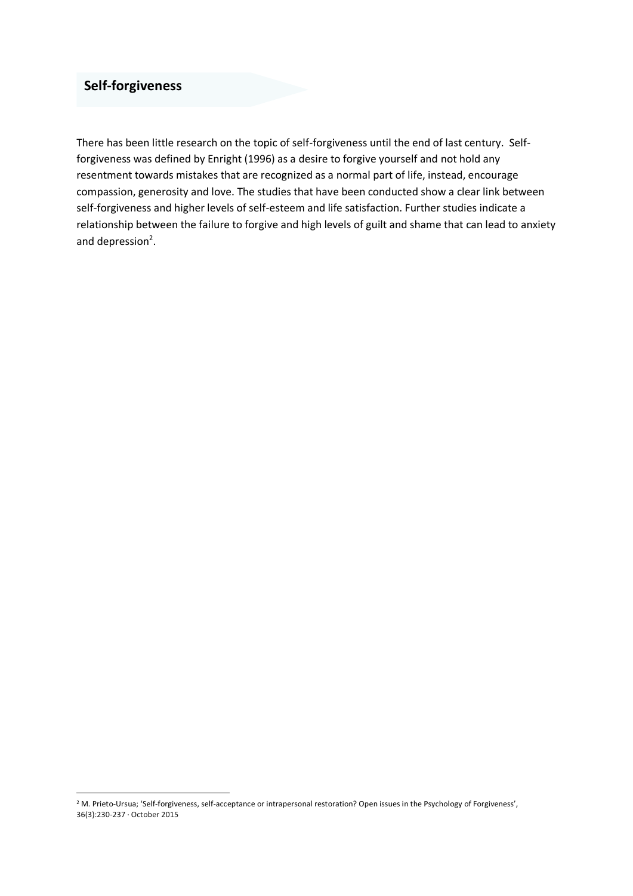## Self-forgiveness

There has been little research on the topic of self-forgiveness until the end of last century. Self-forgiveness was defined by Enright (1996) as a desire to forgive yourself and not hold any resentment towards mistakes that are recognized as a normal part of life, instead, encourage compassion, generosity and love. The studies that have been conducted show a clear link between self-forgiveness and higher levels of self-esteem and life satisfaction. Further studies indicate a relationship between the failure to forgive and high levels of guilt and shame that can lead to anxiety and depression[2].

[2] M. Prieto-Ursua; 'Self-forgiveness, self-acceptance or intrapersonal restoration? Open issues in the Psychology of Forgiveness', 36(3):230-237 · October 2015